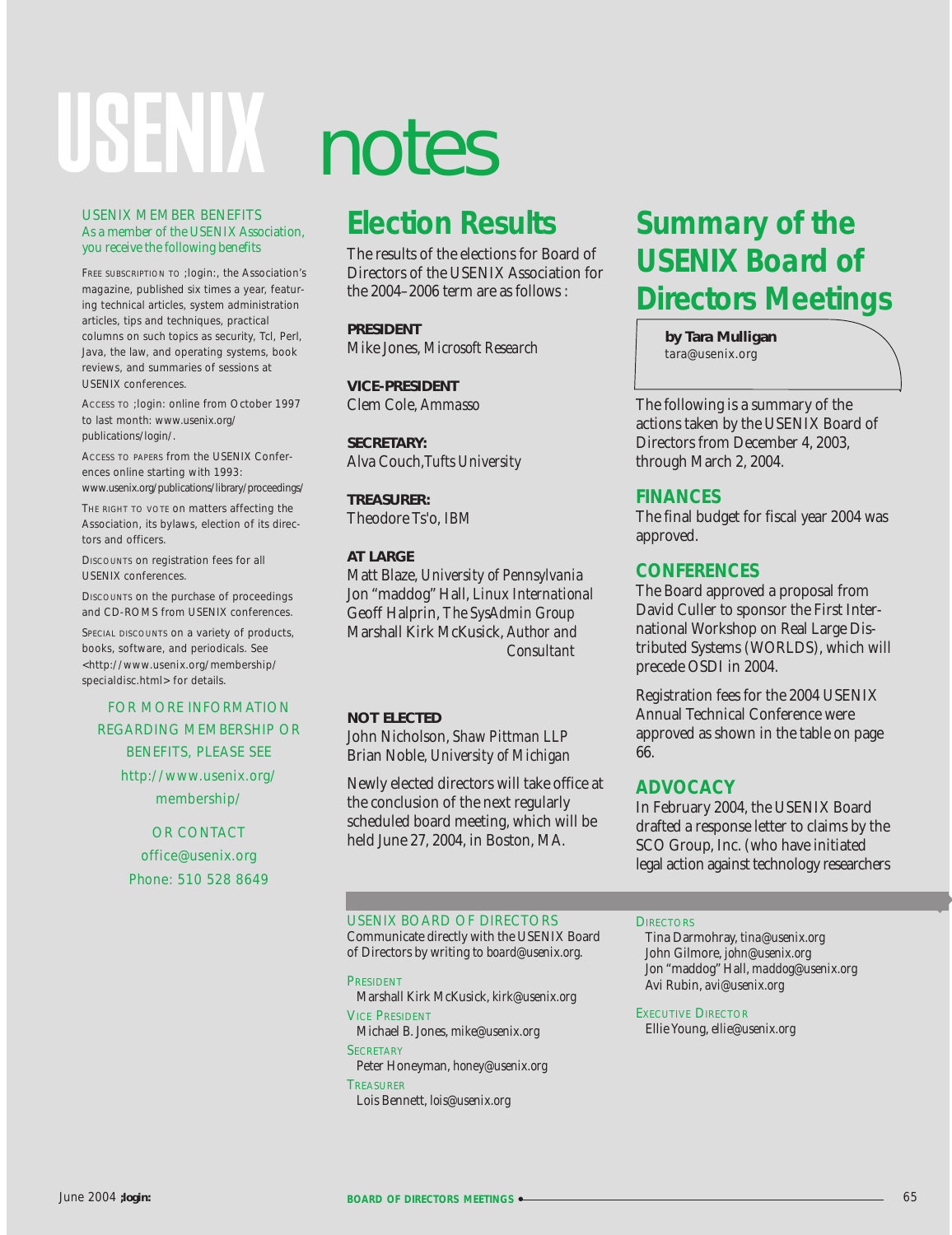# USENIX notes

USENIX MEMBER BENEFITS
*As a member of the USENIX Association, you receive the following benefits*

FREE SUBSCRIPTION TO ;login:, the Association's magazine, published six times a year, featuring technical articles, system administration articles, tips and techniques, practical columns on such topics as security, Tcl, Perl, Java, the law, and operating systems, book reviews, and summaries of sessions at USENIX conferences.

ACCESS TO ;login: online from October 1997 to last month: www.usenix.org/publications/login/.

ACCESS TO PAPERS from the USENIX Conferences online starting with 1993: www.usenix.org/publications/library/proceedings/

THE RIGHT TO VOTE on matters affecting the Association, its bylaws, election of its directors and officers.

DISCOUNTS on registration fees for all USENIX conferences.

DISCOUNTS on the purchase of proceedings and CD-ROMS from USENIX conferences.

SPECIAL DISCOUNTS on a variety of products, books, software, and periodicals. See <http://www.usenix.org/membership/specialdisc.html> for details.

FOR MORE INFORMATION REGARDING MEMBERSHIP OR BENEFITS, PLEASE SEE http://www.usenix.org/membership/

OR CONTACT office@usenix.org
Phone: 510 528 8649

## Election Results

The results of the elections for Board of Directors of the USENIX Association for the 2004–2006 term are as follows :

**PRESIDENT**
Mike Jones, *Microsoft Research*

**VICE-PRESIDENT**
Clem Cole, *Ammasso*

**SECRETARY:**
Alva Couch, *Tufts University*

**TREASURER:**
Theodore Ts'o, *IBM*

**AT LARGE**
Matt Blaze, *University of Pennsylvania*
Jon "maddog" Hall, *Linux International*
Geoff Halprin, *The SysAdmin Group*
Marshall Kirk McKusick, *Author and Consultant*

**NOT ELECTED**
John Nicholson, *Shaw Pittman LLP*
Brian Noble, *University of Michigan*

Newly elected directors will take office at the conclusion of the next regularly scheduled board meeting, which will be held June 27, 2004, in Boston, MA.

## Summary of the USENIX Board of Directors Meetings

**by Tara Mulligan**
tara@usenix.org

The following is a summary of the actions taken by the USENIX Board of Directors from December 4, 2003, through March 2, 2004.

### FINANCES

The final budget for fiscal year 2004 was approved.

### CONFERENCES

The Board approved a proposal from David Culler to sponsor the First International Workshop on Real Large Distributed Systems (WORLDS), which will precede OSDI in 2004.

Registration fees for the 2004 USENIX Annual Technical Conference were approved as shown in the table on page 66.

### ADVOCACY

In February 2004, the USENIX Board drafted a response letter to claims by the SCO Group, Inc. (who have initiated legal action against technology researchers

USENIX BOARD OF DIRECTORS
Communicate directly with the USENIX Board of Directors by writing to *board@usenix.org*.

PRESIDENT
Marshall Kirk McKusick, *kirk@usenix.org*

VICE PRESIDENT
Michael B. Jones, *mike@usenix.org*

SECRETARY
Peter Honeyman, *honey@usenix.org*

TREASURER
Lois Bennett, *lois@usenix.org*

DIRECTORS
Tina Darmohray, *tina@usenix.org*
John Gilmore, *john@usenix.org*
Jon "maddog" Hall, *maddog@usenix.org*
Avi Rubin, *avi@usenix.org*

EXECUTIVE DIRECTOR
Ellie Young, *ellie@usenix.org*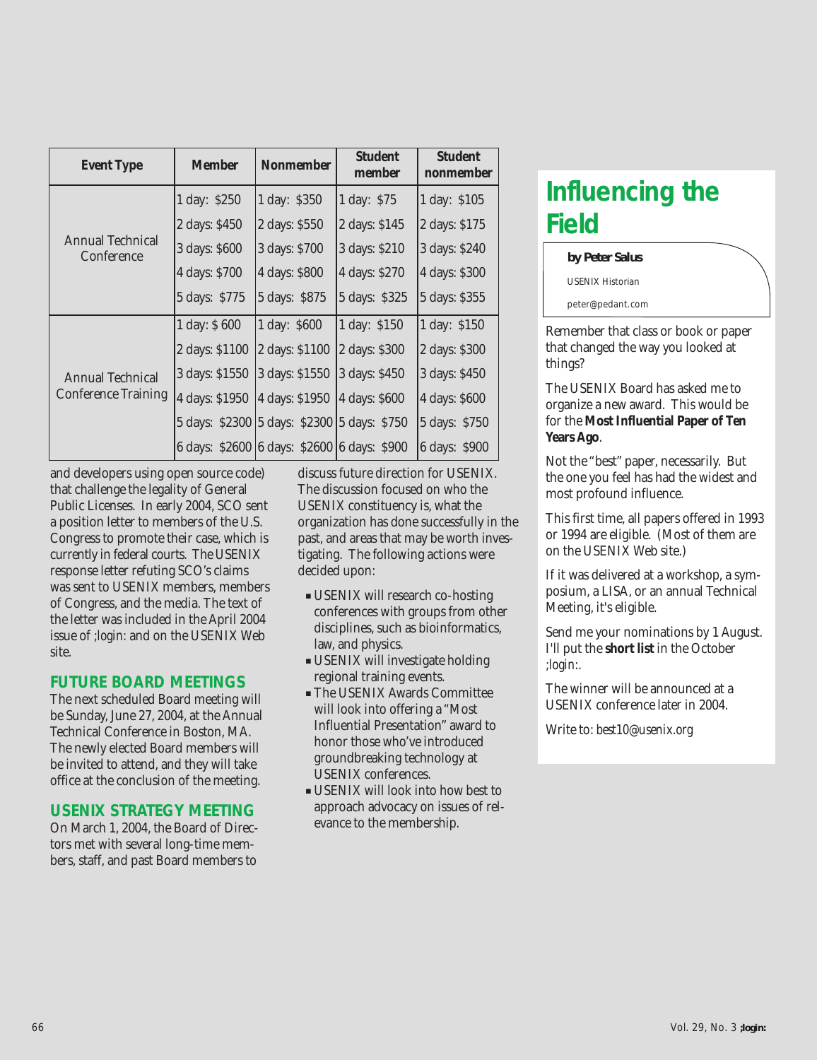| Event Type | Member | Nonmember | Student member | Student nonmember |
|---|---|---|---|---|
| Annual Technical Conference | 1 day: $250 | 1 day: $350 | 1 day: $75 | 1 day: $105 |
| | 2 days: $450 | 2 days: $550 | 2 days: $145 | 2 days: $175 |
| | 3 days: $600 | 3 days: $700 | 3 days: $210 | 3 days: $240 |
| | 4 days: $700 | 4 days: $800 | 4 days: $270 | 4 days: $300 |
| | 5 days: $775 | 5 days: $875 | 5 days: $325 | 5 days: $355 |
| Annual Technical Conference Training | 1 day: $ 600 | 1 day: $600 | 1 day: $150 | 1 day: $150 |
| | 2 days: $1100 | 2 days: $1100 | 2 days: $300 | 2 days: $300 |
| | 3 days: $1550 | 3 days: $1550 | 3 days: $450 | 3 days: $450 |
| | 4 days: $1950 | 4 days: $1950 | 4 days: $600 | 4 days: $600 |
| | 5 days: $2300 | 5 days: $2300 | 5 days: $750 | 5 days: $750 |
| | 6 days: $2600 | 6 days: $2600 | 6 days: $900 | 6 days: $900 |

and developers using open source code) that challenge the legality of General Public Licenses. In early 2004, SCO sent a position letter to members of the U.S. Congress to promote their case, which is currently in federal courts. The USENIX response letter refuting SCO's claims was sent to USENIX members, members of Congress, and the media. The text of the letter was included in the April 2004 issue of ;login: and on the USENIX Web site.

## FUTURE BOARD MEETINGS

The next scheduled Board meeting will be Sunday, June 27, 2004, at the Annual Technical Conference in Boston, MA. The newly elected Board members will be invited to attend, and they will take office at the conclusion of the meeting.

## USENIX STRATEGY MEETING

On March 1, 2004, the Board of Directors met with several long-time members, staff, and past Board members to discuss future direction for USENIX. The discussion focused on who the USENIX constituency is, what the organization has done successfully in the past, and areas that may be worth investigating. The following actions were decided upon:

- USENIX will research co-hosting conferences with groups from other disciplines, such as bioinformatics, law, and physics.
- USENIX will investigate holding regional training events.
- The USENIX Awards Committee will look into offering a "Most Influential Presentation" award to honor those who've introduced groundbreaking technology at USENIX conferences.
- USENIX will look into how best to approach advocacy on issues of relevance to the membership.

# Influencing the Field

**by Peter Salus**

USENIX Historian

peter@pedant.com

Remember that class or book or paper that changed the way you looked at things?

The USENIX Board has asked me to organize a new award. This would be for the **Most Influential Paper of Ten Years Ago**.

Not the "best" paper, necessarily. But the one you feel has had the widest and most profound influence.

This first time, all papers offered in 1993 or 1994 are eligible. (Most of them are on the USENIX Web site.)

If it was delivered at a workshop, a symposium, a LISA, or an annual Technical Meeting, it's eligible.

Send me your nominations by 1 August. I'll put the **short list** in the October ;login:.

The winner will be announced at a USENIX conference later in 2004.

Write to: best10@usenix.org